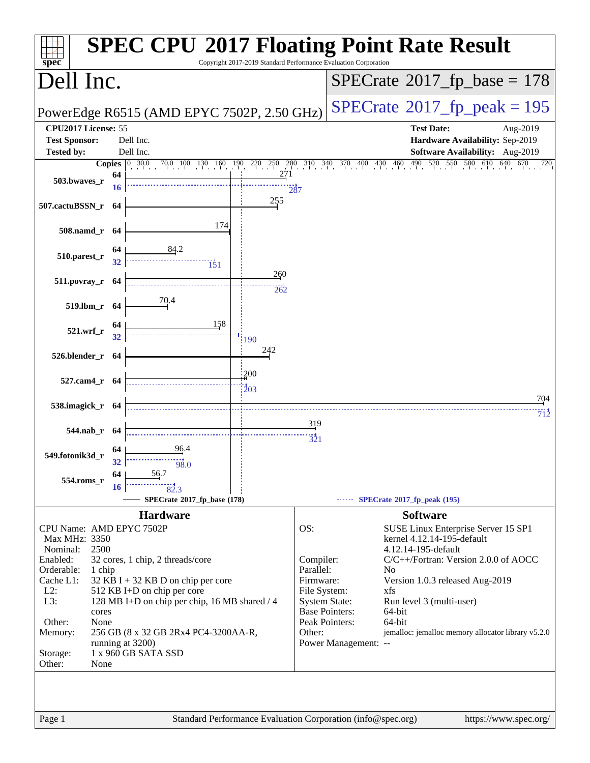# SPEC CPU 2017 Floating Point Rate Result

Copyright 2017-2019 Standard Performance Evaluation Corporation

## Dell Inc.

PowerEdge R6515 (AMD EPYC 7502P, 2.50 GHz)

SPECrate 2017_fp_base = 178

SPECrate 2017_fp_peak = 195

| | | | |
|---|---|---|---|
| **CPU2017 License:** | 55 | **Test Date:** | Aug-2019 |
| **Test Sponsor:** | Dell Inc. | **Hardware Availability:** | Sep-2019 |
| **Tested by:** | Dell Inc. | **Software Availability:** | Aug-2019 |

| Benchmark | Copies (base) | Base | Copies (peak) | Peak |
|---|---|---|---|---|
| 503.bwaves_r | 64 | 271 | 16 | 287 |
| 507.cactuBSSN_r | 64 | 255 | | |
| 508.namd_r | 64 | 174 | | |
| 510.parest_r | 64 | 84.2 | 32 | 151 |
| 511.povray_r | 64 | 260 | 64 | 262 |
| 519.lbm_r | 64 | 70.4 | | |
| 521.wrf_r | 64 | 158 | 32 | 190 |
| 526.blender_r | 64 | 242 | | |
| 527.cam4_r | 64 | 200 | 64 | 203 |
| 538.imagick_r | 64 | 704 | 64 | 712 |
| 544.nab_r | 64 | 319 | 64 | 321 |
| 549.fotonik3d_r | 64 | 96.4 | 32 | 98.0 |
| 554.roms_r | 64 | 56.7 | 16 | 82.3 |

SPECrate 2017_fp_base (178) — SPECrate 2017_fp_peak (195)

## Hardware

| | |
|---|---|
| CPU Name: | AMD EPYC 7502P |
| Max MHz: | 3350 |
| Nominal: | 2500 |
| Enabled: | 32 cores, 1 chip, 2 threads/core |
| Orderable: | 1 chip |
| Cache L1: | 32 KB I + 32 KB D on chip per core |
| L2: | 512 KB I+D on chip per core |
| L3: | 128 MB I+D on chip per chip, 16 MB shared / 4 cores |
| Other: | None |
| Memory: | 256 GB (8 x 32 GB 2Rx4 PC4-3200AA-R, running at 3200) |
| Storage: | 1 x 960 GB SATA SSD |
| Other: | None |

## Software

| | |
|---|---|
| OS: | SUSE Linux Enterprise Server 15 SP1 kernel 4.12.14-195-default 4.12.14-195-default |
| Compiler: | C/C++/Fortran: Version 2.0.0 of AOCC |
| Parallel: | No |
| Firmware: | Version 1.0.3 released Aug-2019 |
| File System: | xfs |
| System State: | Run level 3 (multi-user) |
| Base Pointers: | 64-bit |
| Peak Pointers: | 64-bit |
| Other: | jemalloc: jemalloc memory allocator library v5.2.0 |
| Power Management: | -- |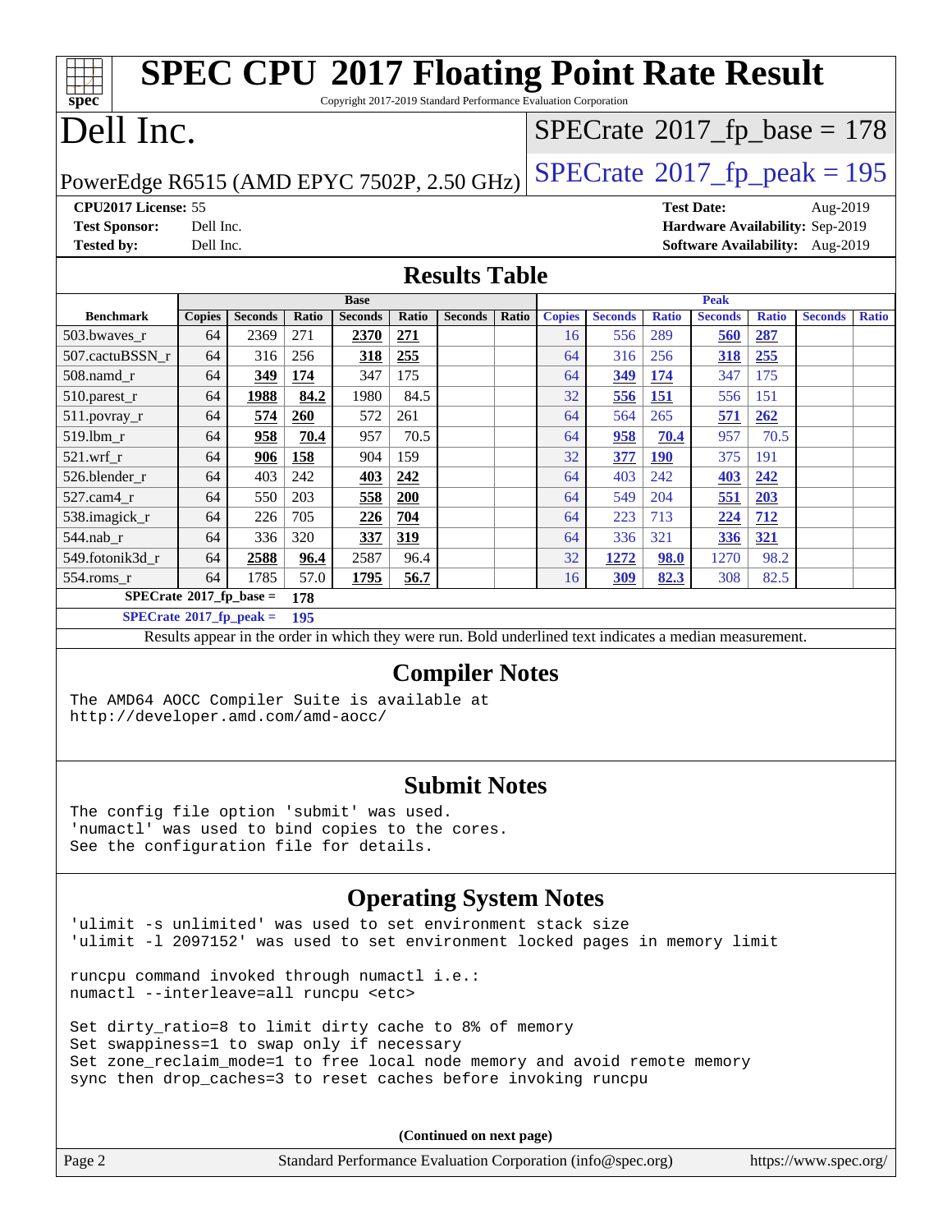# SPEC CPU 2017 Floating Point Rate Result

Copyright 2017-2019 Standard Performance Evaluation Corporation

# Dell Inc.

PowerEdge R6515 (AMD EPYC 7502P, 2.50 GHz)

SPECrate 2017_fp_base = 178

SPECrate 2017_fp_peak = 195

**CPU2017 License:** 55
**Test Sponsor:** Dell Inc.
**Tested by:** Dell Inc.

**Test Date:** Aug-2019
**Hardware Availability:** Sep-2019
**Software Availability:** Aug-2019

## Results Table

| Benchmark | Base | | | | | | | Peak | | | | | | |
|---|---|---|---|---|---|---|---|---|---|---|---|---|---|---|
| | Copies | Seconds | Ratio | Seconds | Ratio | Seconds | Ratio | Copies | Seconds | Ratio | Seconds | Ratio | Seconds | Ratio |
| 503.bwaves_r | 64 | 2369 | 271 | **2370** | **271** | | | 16 | 556 | 289 | **560** | **287** | | |
| 507.cactuBSSN_r | 64 | 316 | 256 | **318** | **255** | | | 64 | 316 | 256 | **318** | **255** | | |
| 508.namd_r | 64 | **349** | **174** | 347 | 175 | | | 64 | **349** | **174** | 347 | 175 | | |
| 510.parest_r | 64 | **1988** | **84.2** | 1980 | 84.5 | | | 32 | **556** | **151** | 556 | 151 | | |
| 511.povray_r | 64 | **574** | **260** | 572 | 261 | | | 64 | 564 | 265 | **571** | **262** | | |
| 519.lbm_r | 64 | **958** | **70.4** | 957 | 70.5 | | | 64 | **958** | **70.4** | 957 | 70.5 | | |
| 521.wrf_r | 64 | **906** | **158** | 904 | 159 | | | 32 | **377** | **190** | 375 | 191 | | |
| 526.blender_r | 64 | 403 | 242 | **403** | **242** | | | 64 | 403 | 242 | **403** | **242** | | |
| 527.cam4_r | 64 | 550 | 203 | **558** | **200** | | | 64 | 549 | 204 | **551** | **203** | | |
| 538.imagick_r | 64 | 226 | 705 | **226** | **704** | | | 64 | 223 | 713 | **224** | **712** | | |
| 544.nab_r | 64 | 336 | 320 | **337** | **319** | | | 64 | 336 | 321 | **336** | **321** | | |
| 549.fotonik3d_r | 64 | **2588** | **96.4** | 2587 | 96.4 | | | 32 | **1272** | **98.0** | 1270 | 98.2 | | |
| 554.roms_r | 64 | 1785 | 57.0 | **1795** | **56.7** | | | 16 | **309** | **82.3** | 308 | 82.5 | | |

**SPECrate 2017_fp_base = 178**

**SPECrate 2017_fp_peak = 195**

Results appear in the order in which they were run. Bold underlined text indicates a median measurement.

## Compiler Notes

```
The AMD64 AOCC Compiler Suite is available at
http://developer.amd.com/amd-aocc/
```

## Submit Notes

```
The config file option 'submit' was used.
'numactl' was used to bind copies to the cores.
See the configuration file for details.
```

## Operating System Notes

```
'ulimit -s unlimited' was used to set environment stack size
'ulimit -l 2097152' was used to set environment locked pages in memory limit

runcpu command invoked through numactl i.e.:
numactl --interleave=all runcpu <etc>

Set dirty_ratio=8 to limit dirty cache to 8% of memory
Set swappiness=1 to swap only if necessary
Set zone_reclaim_mode=1 to free local node memory and avoid remote memory
sync then drop_caches=3 to reset caches before invoking runcpu
```

(Continued on next page)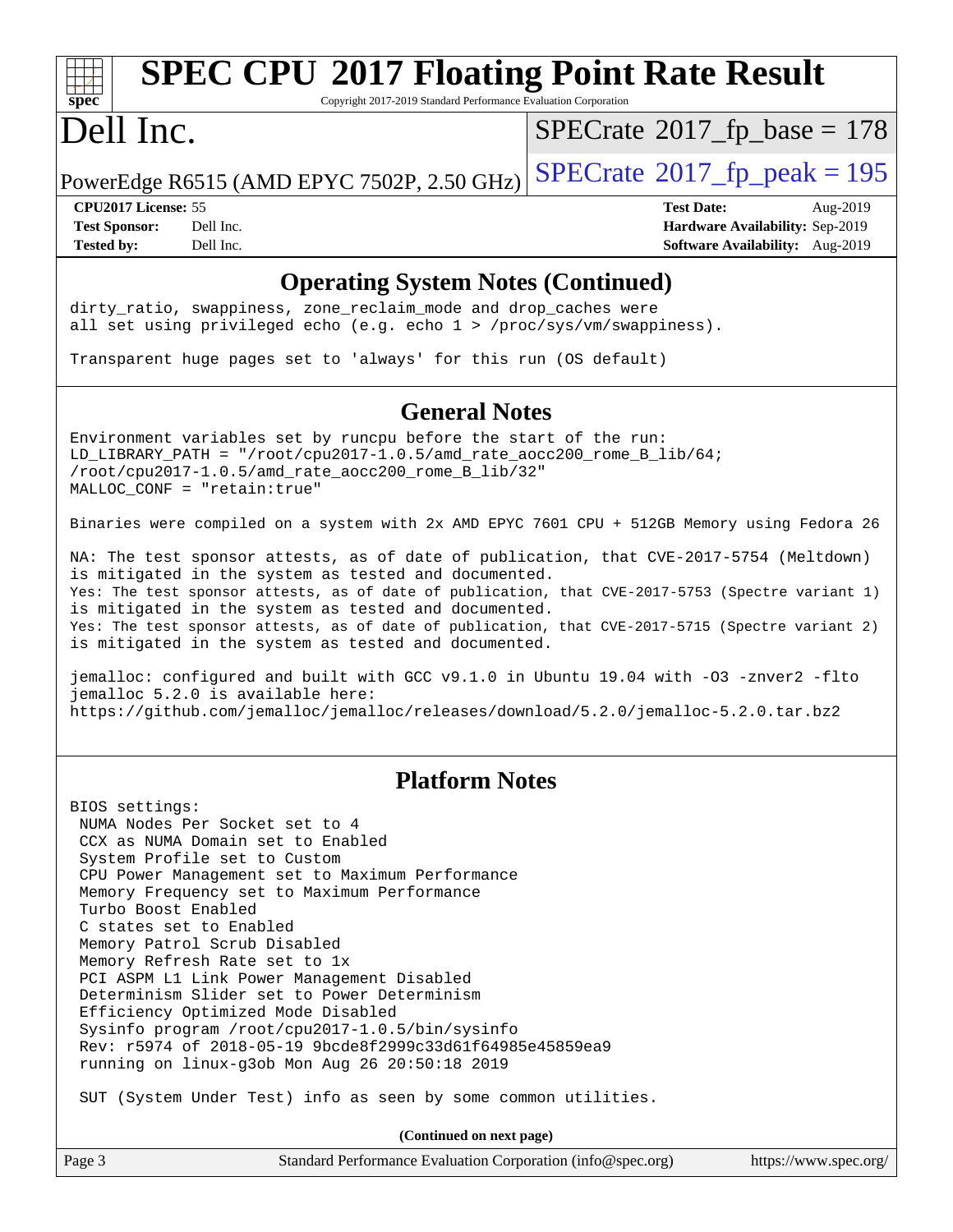## Operating System Notes (Continued)

```
dirty_ratio, swappiness, zone_reclaim_mode and drop_caches were
all set using privileged echo (e.g. echo 1 > /proc/sys/vm/swappiness).

Transparent huge pages set to 'always' for this run (OS default)
```

## General Notes

```
Environment variables set by runcpu before the start of the run:
LD_LIBRARY_PATH = "/root/cpu2017-1.0.5/amd_rate_aocc200_rome_B_lib/64;
/root/cpu2017-1.0.5/amd_rate_aocc200_rome_B_lib/32"
MALLOC_CONF = "retain:true"

Binaries were compiled on a system with 2x AMD EPYC 7601 CPU + 512GB Memory using Fedora 26

NA: The test sponsor attests, as of date of publication, that CVE-2017-5754 (Meltdown)
is mitigated in the system as tested and documented.
Yes: The test sponsor attests, as of date of publication, that CVE-2017-5753 (Spectre variant 1)
is mitigated in the system as tested and documented.
Yes: The test sponsor attests, as of date of publication, that CVE-2017-5715 (Spectre variant 2)
is mitigated in the system as tested and documented.

jemalloc: configured and built with GCC v9.1.0 in Ubuntu 19.04 with -O3 -znver2 -flto
jemalloc 5.2.0 is available here:
https://github.com/jemalloc/jemalloc/releases/download/5.2.0/jemalloc-5.2.0.tar.bz2
```

## Platform Notes

```
BIOS settings:
 NUMA Nodes Per Socket set to 4
 CCX as NUMA Domain set to Enabled
 System Profile set to Custom
 CPU Power Management set to Maximum Performance
 Memory Frequency set to Maximum Performance
 Turbo Boost Enabled
 C states set to Enabled
 Memory Patrol Scrub Disabled
 Memory Refresh Rate set to 1x
 PCI ASPM L1 Link Power Management Disabled
 Determinism Slider set to Power Determinism
 Efficiency Optimized Mode Disabled
 Sysinfo program /root/cpu2017-1.0.5/bin/sysinfo
 Rev: r5974 of 2018-05-19 9bcde8f2999c33d61f64985e45859ea9
 running on linux-g3ob Mon Aug 26 20:50:18 2019

 SUT (System Under Test) info as seen by some common utilities.
```

**(Continued on next page)**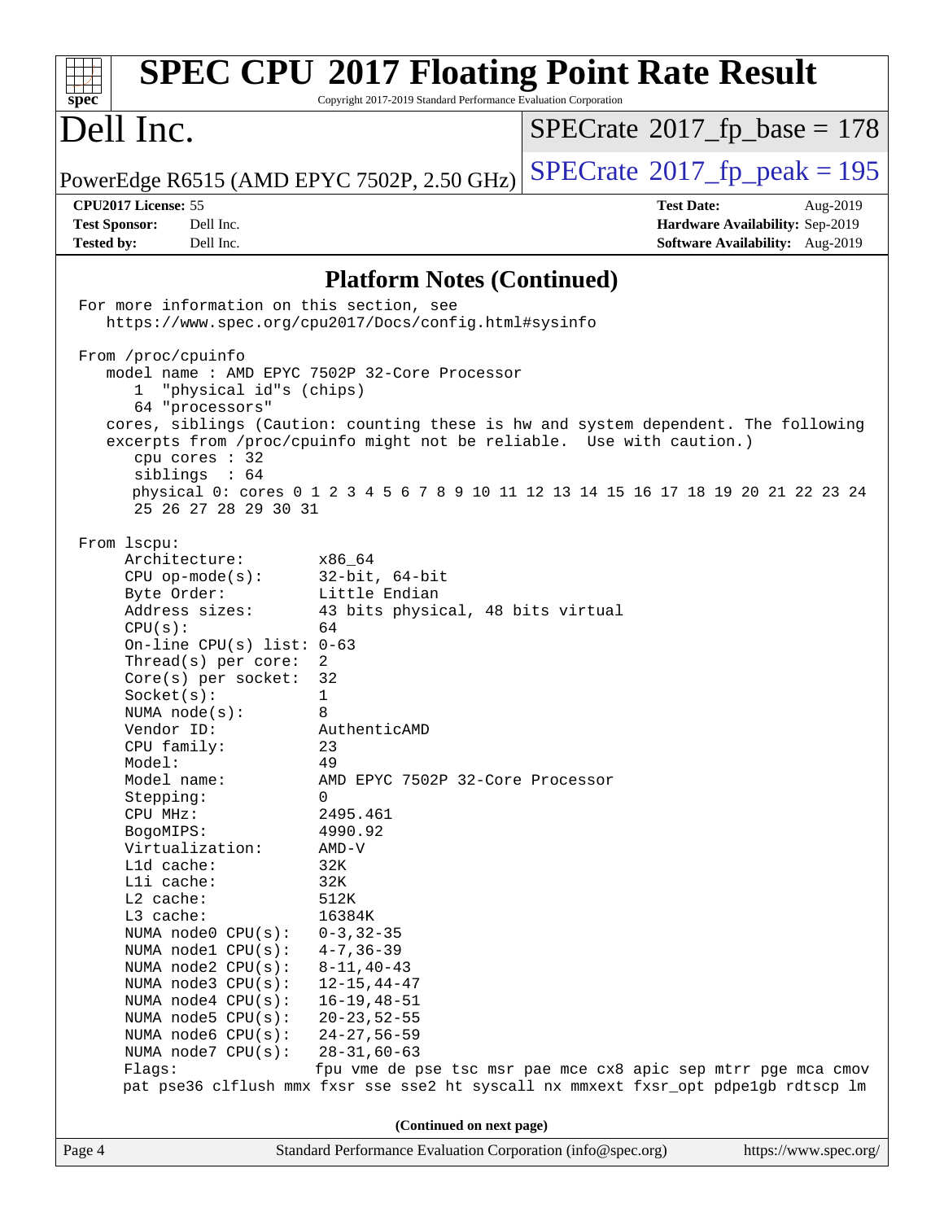## Platform Notes (Continued)

```
For more information on this section, see
   https://www.spec.org/cpu2017/Docs/config.html#sysinfo

From /proc/cpuinfo
   model name : AMD EPYC 7502P 32-Core Processor
      1  "physical id"s (chips)
      64 "processors"
   cores, siblings (Caution: counting these is hw and system dependent. The following
   excerpts from /proc/cpuinfo might not be reliable.  Use with caution.)
      cpu cores : 32
      siblings  : 64
      physical 0: cores 0 1 2 3 4 5 6 7 8 9 10 11 12 13 14 15 16 17 18 19 20 21 22 23 24
      25 26 27 28 29 30 31

From lscpu:
     Architecture:        x86_64
     CPU op-mode(s):      32-bit, 64-bit
     Byte Order:          Little Endian
     Address sizes:       43 bits physical, 48 bits virtual
     CPU(s):              64
     On-line CPU(s) list: 0-63
     Thread(s) per core:  2
     Core(s) per socket:  32
     Socket(s):           1
     NUMA node(s):        8
     Vendor ID:           AuthenticAMD
     CPU family:          23
     Model:               49
     Model name:          AMD EPYC 7502P 32-Core Processor
     Stepping:            0
     CPU MHz:             2495.461
     BogoMIPS:            4990.92
     Virtualization:      AMD-V
     L1d cache:           32K
     L1i cache:           32K
     L2 cache:            512K
     L3 cache:            16384K
     NUMA node0 CPU(s):   0-3,32-35
     NUMA node1 CPU(s):   4-7,36-39
     NUMA node2 CPU(s):   8-11,40-43
     NUMA node3 CPU(s):   12-15,44-47
     NUMA node4 CPU(s):   16-19,48-51
     NUMA node5 CPU(s):   20-23,52-55
     NUMA node6 CPU(s):   24-27,56-59
     NUMA node7 CPU(s):   28-31,60-63
     Flags:               fpu vme de pse tsc msr pae mce cx8 apic sep mtrr pge mca cmov
     pat pse36 clflush mmx fxsr sse sse2 ht syscall nx mmxext fxsr_opt pdpe1gb rdtscp lm
```

(Continued on next page)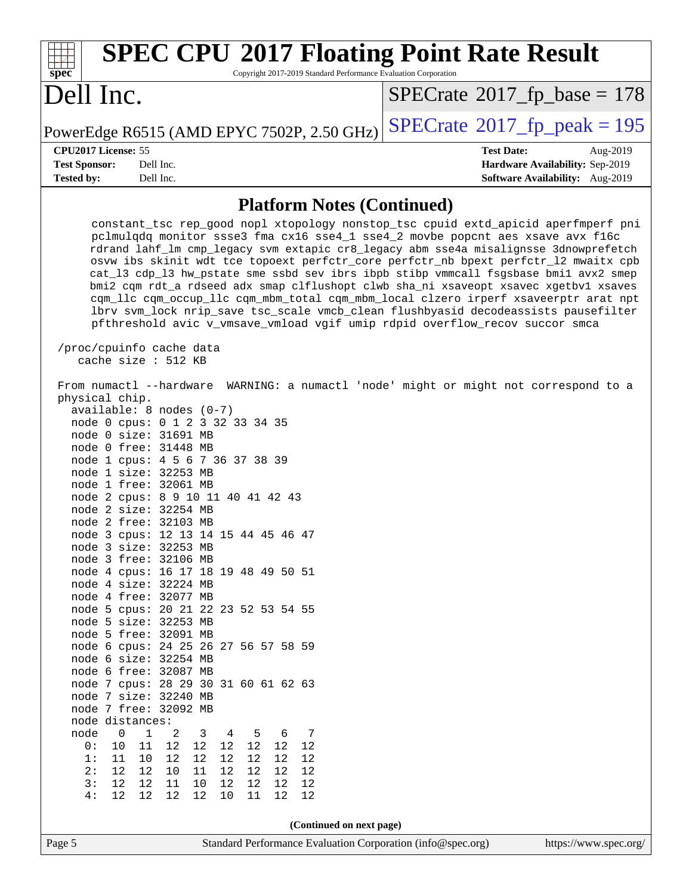## Platform Notes (Continued)

```
      constant_tsc rep_good nopl xtopology nonstop_tsc cpuid extd_apicid aperfmperf pni
      pclmulqdq monitor ssse3 fma cx16 sse4_1 sse4_2 movbe popcnt aes xsave avx f16c
      rdrand lahf_lm cmp_legacy svm extapic cr8_legacy abm sse4a misalignsse 3dnowprefetch
      osvw ibs skinit wdt tce topoext perfctr_core perfctr_nb bpext perfctr_l2 mwaitx cpb
      cat_l3 cdp_l3 hw_pstate sme ssbd sev ibrs ibpb stibp vmmcall fsgsbase bmi1 avx2 smep
      bmi2 cqm rdt_a rdseed adx smap clflushopt clwb sha_ni xsaveopt xsavec xgetbv1 xsaves
      cqm_llc cqm_occup_llc cqm_mbm_total cqm_mbm_local clzero irperf xsaveerptr arat npt
      lbrv svm_lock nrip_save tsc_scale vmcb_clean flushbyasid decodeassists pausefilter
      pfthreshold avic v_vmsave_vmload vgif umip rdpid overflow_recov succor smca

 /proc/cpuinfo cache data
    cache size : 512 KB

 From numactl --hardware  WARNING: a numactl 'node' might or might not correspond to a
 physical chip.
   available: 8 nodes (0-7)
   node 0 cpus: 0 1 2 3 32 33 34 35
   node 0 size: 31691 MB
   node 0 free: 31448 MB
   node 1 cpus: 4 5 6 7 36 37 38 39
   node 1 size: 32253 MB
   node 1 free: 32061 MB
   node 2 cpus: 8 9 10 11 40 41 42 43
   node 2 size: 32254 MB
   node 2 free: 32103 MB
   node 3 cpus: 12 13 14 15 44 45 46 47
   node 3 size: 32253 MB
   node 3 free: 32106 MB
   node 4 cpus: 16 17 18 19 48 49 50 51
   node 4 size: 32224 MB
   node 4 free: 32077 MB
   node 5 cpus: 20 21 22 23 52 53 54 55
   node 5 size: 32253 MB
   node 5 free: 32091 MB
   node 6 cpus: 24 25 26 27 56 57 58 59
   node 6 size: 32254 MB
   node 6 free: 32087 MB
   node 7 cpus: 28 29 30 31 60 61 62 63
   node 7 size: 32240 MB
   node 7 free: 32092 MB
   node distances:
   node   0   1   2   3   4   5   6   7
     0:  10  11  12  12  12  12  12  12
     1:  11  10  12  12  12  12  12  12
     2:  12  12  10  11  12  12  12  12
     3:  12  12  11  10  12  12  12  12
     4:  12  12  12  12  10  11  12  12
```

(Continued on next page)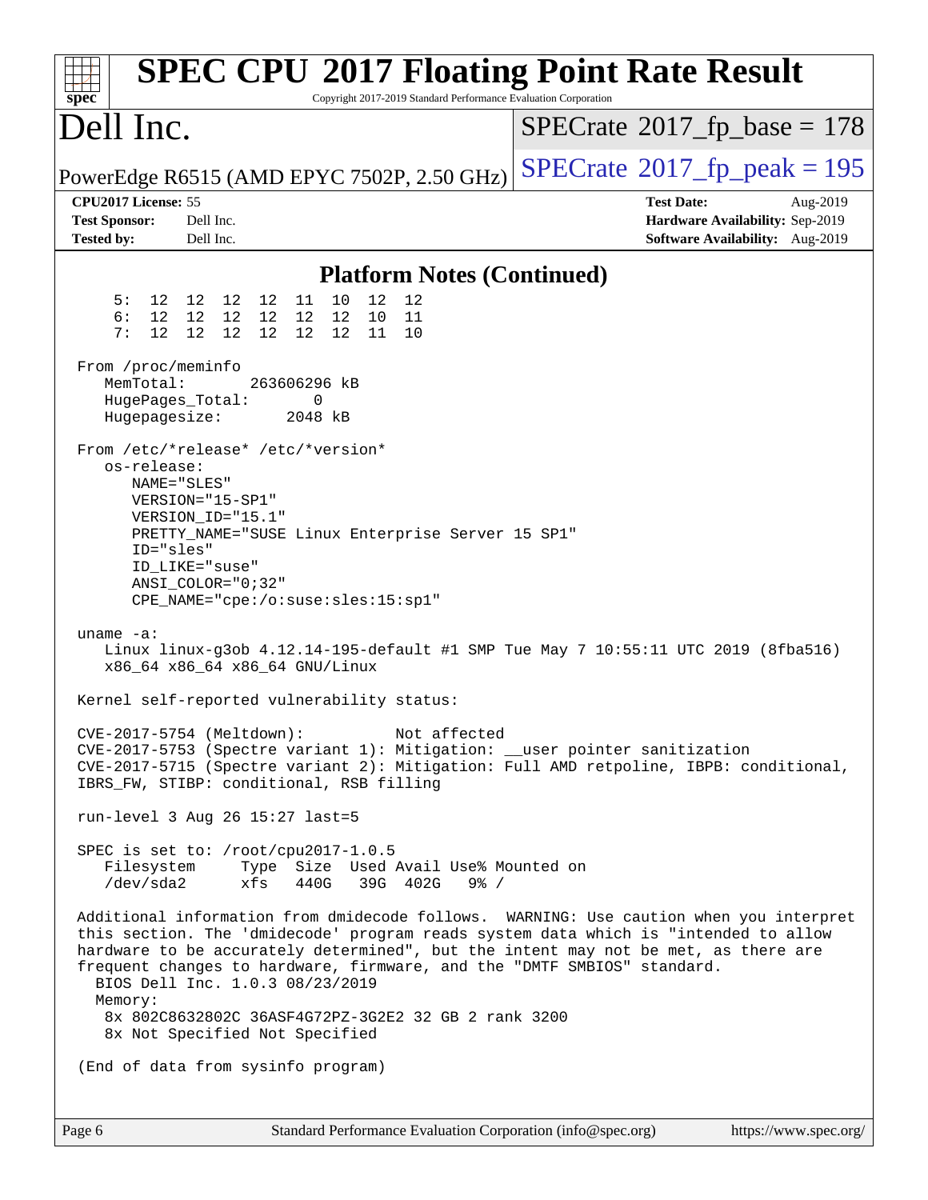## Platform Notes (Continued)

```
     5:  12  12  12  12  11  10  12  12
     6:  12  12  12  12  12  12  10  11
     7:  12  12  12  12  12  12  11  10

 From /proc/meminfo
    MemTotal:       263606296 kB
    HugePages_Total:       0
    Hugepagesize:       2048 kB

 From /etc/*release* /etc/*version*
    os-release:
       NAME="SLES"
       VERSION="15-SP1"
       VERSION_ID="15.1"
       PRETTY_NAME="SUSE Linux Enterprise Server 15 SP1"
       ID="sles"
       ID_LIKE="suse"
       ANSI_COLOR="0;32"
       CPE_NAME="cpe:/o:suse:sles:15:sp1"

 uname -a:
    Linux linux-g3ob 4.12.14-195-default #1 SMP Tue May 7 10:55:11 UTC 2019 (8fba516)
    x86_64 x86_64 x86_64 GNU/Linux

 Kernel self-reported vulnerability status:

 CVE-2017-5754 (Meltdown):          Not affected
 CVE-2017-5753 (Spectre variant 1): Mitigation: __user pointer sanitization
 CVE-2017-5715 (Spectre variant 2): Mitigation: Full AMD retpoline, IBPB: conditional,
 IBRS_FW, STIBP: conditional, RSB filling

 run-level 3 Aug 26 15:27 last=5

 SPEC is set to: /root/cpu2017-1.0.5
    Filesystem     Type  Size  Used Avail Use% Mounted on
    /dev/sda2      xfs   440G   39G  402G   9% /

 Additional information from dmidecode follows.  WARNING: Use caution when you interpret
 this section. The 'dmidecode' program reads system data which is "intended to allow
 hardware to be accurately determined", but the intent may not be met, as there are
 frequent changes to hardware, firmware, and the "DMTF SMBIOS" standard.
   BIOS Dell Inc. 1.0.3 08/23/2019
   Memory:
    8x 802C8632802C 36ASF4G72PZ-3G2E2 32 GB 2 rank 3200
    8x Not Specified Not Specified

 (End of data from sysinfo program)
```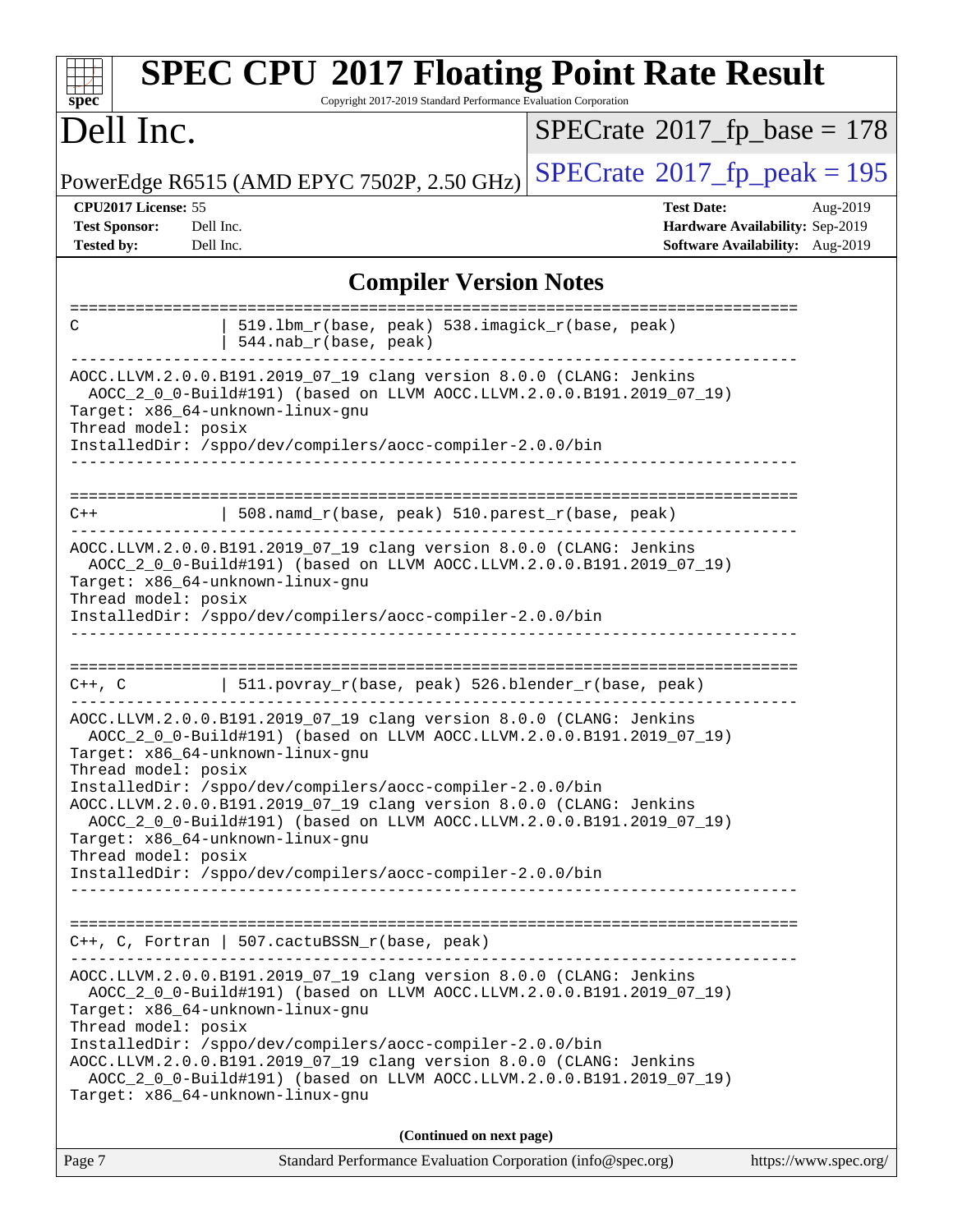## Compiler Version Notes

```
==============================================================================
C               | 519.lbm_r(base, peak) 538.imagick_r(base, peak)
                | 544.nab_r(base, peak)
------------------------------------------------------------------------------
AOCC.LLVM.2.0.0.B191.2019_07_19 clang version 8.0.0 (CLANG: Jenkins
  AOCC_2_0_0-Build#191) (based on LLVM AOCC.LLVM.2.0.0.B191.2019_07_19)
Target: x86_64-unknown-linux-gnu
Thread model: posix
InstalledDir: /sppo/dev/compilers/aocc-compiler-2.0.0/bin
------------------------------------------------------------------------------

==============================================================================
C++             | 508.namd_r(base, peak) 510.parest_r(base, peak)
------------------------------------------------------------------------------
AOCC.LLVM.2.0.0.B191.2019_07_19 clang version 8.0.0 (CLANG: Jenkins
  AOCC_2_0_0-Build#191) (based on LLVM AOCC.LLVM.2.0.0.B191.2019_07_19)
Target: x86_64-unknown-linux-gnu
Thread model: posix
InstalledDir: /sppo/dev/compilers/aocc-compiler-2.0.0/bin
------------------------------------------------------------------------------

==============================================================================
C++, C          | 511.povray_r(base, peak) 526.blender_r(base, peak)
------------------------------------------------------------------------------
AOCC.LLVM.2.0.0.B191.2019_07_19 clang version 8.0.0 (CLANG: Jenkins
  AOCC_2_0_0-Build#191) (based on LLVM AOCC.LLVM.2.0.0.B191.2019_07_19)
Target: x86_64-unknown-linux-gnu
Thread model: posix
InstalledDir: /sppo/dev/compilers/aocc-compiler-2.0.0/bin
AOCC.LLVM.2.0.0.B191.2019_07_19 clang version 8.0.0 (CLANG: Jenkins
  AOCC_2_0_0-Build#191) (based on LLVM AOCC.LLVM.2.0.0.B191.2019_07_19)
Target: x86_64-unknown-linux-gnu
Thread model: posix
InstalledDir: /sppo/dev/compilers/aocc-compiler-2.0.0/bin
------------------------------------------------------------------------------

==============================================================================
C++, C, Fortran | 507.cactuBSSN_r(base, peak)
------------------------------------------------------------------------------
AOCC.LLVM.2.0.0.B191.2019_07_19 clang version 8.0.0 (CLANG: Jenkins
  AOCC_2_0_0-Build#191) (based on LLVM AOCC.LLVM.2.0.0.B191.2019_07_19)
Target: x86_64-unknown-linux-gnu
Thread model: posix
InstalledDir: /sppo/dev/compilers/aocc-compiler-2.0.0/bin
AOCC.LLVM.2.0.0.B191.2019_07_19 clang version 8.0.0 (CLANG: Jenkins
  AOCC_2_0_0-Build#191) (based on LLVM AOCC.LLVM.2.0.0.B191.2019_07_19)
Target: x86_64-unknown-linux-gnu
```

**(Continued on next page)**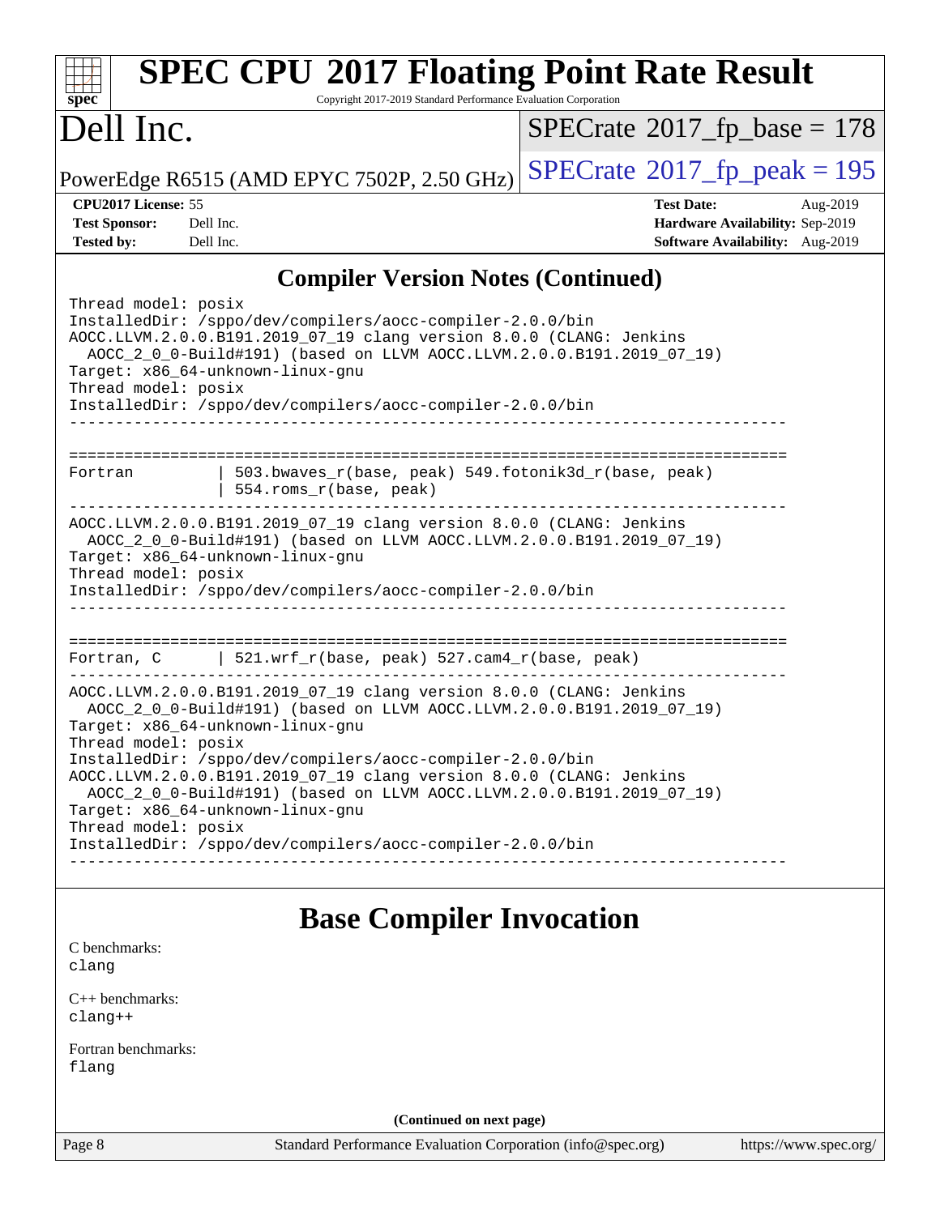## Compiler Version Notes (Continued)

```
Thread model: posix
InstalledDir: /sppo/dev/compilers/aocc-compiler-2.0.0/bin
AOCC.LLVM.2.0.0.B191.2019_07_19 clang version 8.0.0 (CLANG: Jenkins
  AOCC_2_0_0-Build#191) (based on LLVM AOCC.LLVM.2.0.0.B191.2019_07_19)
Target: x86_64-unknown-linux-gnu
Thread model: posix
InstalledDir: /sppo/dev/compilers/aocc-compiler-2.0.0/bin
------------------------------------------------------------------------------

==============================================================================
Fortran          | 503.bwaves_r(base, peak) 549.fotonik3d_r(base, peak)
                 | 554.roms_r(base, peak)
------------------------------------------------------------------------------
AOCC.LLVM.2.0.0.B191.2019_07_19 clang version 8.0.0 (CLANG: Jenkins
  AOCC_2_0_0-Build#191) (based on LLVM AOCC.LLVM.2.0.0.B191.2019_07_19)
Target: x86_64-unknown-linux-gnu
Thread model: posix
InstalledDir: /sppo/dev/compilers/aocc-compiler-2.0.0/bin
------------------------------------------------------------------------------

==============================================================================
Fortran, C       | 521.wrf_r(base, peak) 527.cam4_r(base, peak)
------------------------------------------------------------------------------
AOCC.LLVM.2.0.0.B191.2019_07_19 clang version 8.0.0 (CLANG: Jenkins
  AOCC_2_0_0-Build#191) (based on LLVM AOCC.LLVM.2.0.0.B191.2019_07_19)
Target: x86_64-unknown-linux-gnu
Thread model: posix
InstalledDir: /sppo/dev/compilers/aocc-compiler-2.0.0/bin
AOCC.LLVM.2.0.0.B191.2019_07_19 clang version 8.0.0 (CLANG: Jenkins
  AOCC_2_0_0-Build#191) (based on LLVM AOCC.LLVM.2.0.0.B191.2019_07_19)
Target: x86_64-unknown-linux-gnu
Thread model: posix
InstalledDir: /sppo/dev/compilers/aocc-compiler-2.0.0/bin
------------------------------------------------------------------------------
```

## Base Compiler Invocation

C benchmarks:
clang

C++ benchmarks:
clang++

Fortran benchmarks:
flang

**(Continued on next page)**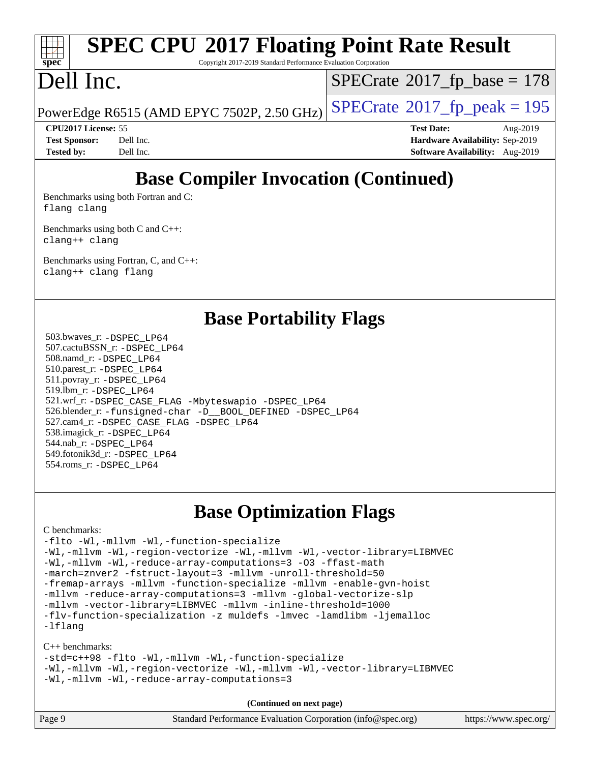# Base Compiler Invocation (Continued)

Benchmarks using both Fortran and C:
```
flang clang
```

Benchmarks using both C and C++:
```
clang++ clang
```

Benchmarks using Fortran, C, and C++:
```
clang++ clang flang
```

# Base Portability Flags

503.bwaves_r: `-DSPEC_LP64`
507.cactuBSSN_r: `-DSPEC_LP64`
508.namd_r: `-DSPEC_LP64`
510.parest_r: `-DSPEC_LP64`
511.povray_r: `-DSPEC_LP64`
519.lbm_r: `-DSPEC_LP64`
521.wrf_r: `-DSPEC_CASE_FLAG -Mbyteswapio -DSPEC_LP64`
526.blender_r: `-funsigned-char -D__BOOL_DEFINED -DSPEC_LP64`
527.cam4_r: `-DSPEC_CASE_FLAG -DSPEC_LP64`
538.imagick_r: `-DSPEC_LP64`
544.nab_r: `-DSPEC_LP64`
549.fotonik3d_r: `-DSPEC_LP64`
554.roms_r: `-DSPEC_LP64`

# Base Optimization Flags

C benchmarks:
```
-flto -Wl,-mllvm -Wl,-function-specialize
-Wl,-mllvm -Wl,-region-vectorize -Wl,-mllvm -Wl,-vector-library=LIBMVEC
-Wl,-mllvm -Wl,-reduce-array-computations=3 -O3 -ffast-math
-march=znver2 -fstruct-layout=3 -mllvm -unroll-threshold=50
-fremap-arrays -mllvm -function-specialize -mllvm -enable-gvn-hoist
-mllvm -reduce-array-computations=3 -mllvm -global-vectorize-slp
-mllvm -vector-library=LIBMVEC -mllvm -inline-threshold=1000
-flv-function-specialization -z muldefs -lmvec -lamdlibm -ljemalloc
-lflang
```

C++ benchmarks:
```
-std=c++98 -flto -Wl,-mllvm -Wl,-function-specialize
-Wl,-mllvm -Wl,-region-vectorize -Wl,-mllvm -Wl,-vector-library=LIBMVEC
-Wl,-mllvm -Wl,-reduce-array-computations=3
```

**(Continued on next page)**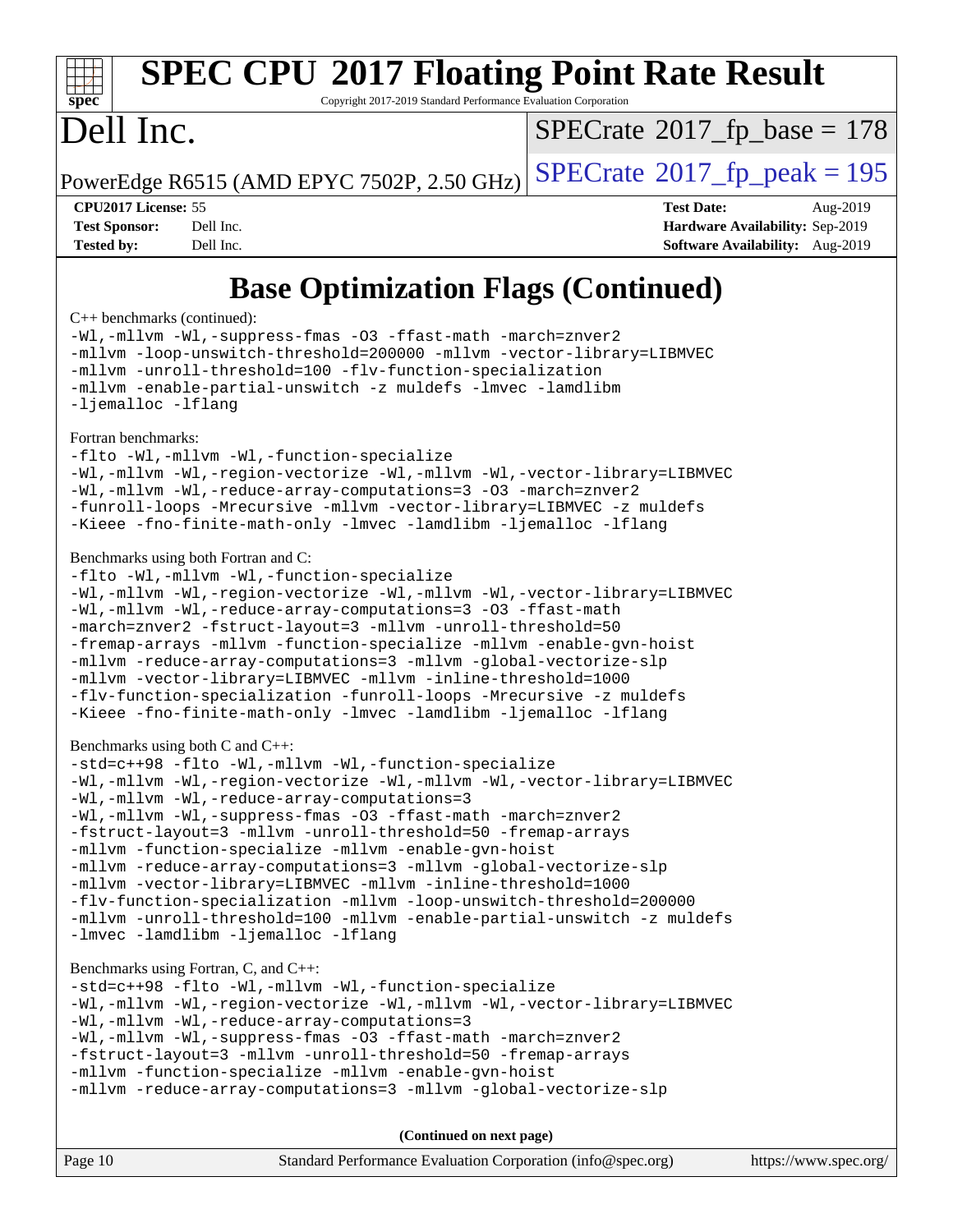# Dell Inc.

PowerEdge R6515 (AMD EPYC 7502P, 2.50 GHz)

SPECrate 2017_fp_base = 178

SPECrate 2017_fp_peak = 195

**CPU2017 License:** 55
**Test Sponsor:** Dell Inc.
**Tested by:** Dell Inc.

**Test Date:** Aug-2019
**Hardware Availability:** Sep-2019
**Software Availability:** Aug-2019

## Base Optimization Flags (Continued)

C++ benchmarks (continued):

```
-Wl,-mllvm -Wl,-suppress-fmas -O3 -ffast-math -march=znver2
-mllvm -loop-unswitch-threshold=200000 -mllvm -vector-library=LIBMVEC
-mllvm -unroll-threshold=100 -flv-function-specialization
-mllvm -enable-partial-unswitch -z muldefs -lmvec -lamdlibm
-ljemalloc -lflang
```

Fortran benchmarks:

```
-flto -Wl,-mllvm -Wl,-function-specialize
-Wl,-mllvm -Wl,-region-vectorize -Wl,-mllvm -Wl,-vector-library=LIBMVEC
-Wl,-mllvm -Wl,-reduce-array-computations=3 -O3 -march=znver2
-funroll-loops -Mrecursive -mllvm -vector-library=LIBMVEC -z muldefs
-Kieee -fno-finite-math-only -lmvec -lamdlibm -ljemalloc -lflang
```

Benchmarks using both Fortran and C:

```
-flto -Wl,-mllvm -Wl,-function-specialize
-Wl,-mllvm -Wl,-region-vectorize -Wl,-mllvm -Wl,-vector-library=LIBMVEC
-Wl,-mllvm -Wl,-reduce-array-computations=3 -O3 -ffast-math
-march=znver2 -fstruct-layout=3 -mllvm -unroll-threshold=50
-fremap-arrays -mllvm -function-specialize -mllvm -enable-gvn-hoist
-mllvm -reduce-array-computations=3 -mllvm -global-vectorize-slp
-mllvm -vector-library=LIBMVEC -mllvm -inline-threshold=1000
-flv-function-specialization -funroll-loops -Mrecursive -z muldefs
-Kieee -fno-finite-math-only -lmvec -lamdlibm -ljemalloc -lflang
```

Benchmarks using both C and C++:

```
-std=c++98 -flto -Wl,-mllvm -Wl,-function-specialize
-Wl,-mllvm -Wl,-region-vectorize -Wl,-mllvm -Wl,-vector-library=LIBMVEC
-Wl,-mllvm -Wl,-reduce-array-computations=3
-Wl,-mllvm -Wl,-suppress-fmas -O3 -ffast-math -march=znver2
-fstruct-layout=3 -mllvm -unroll-threshold=50 -fremap-arrays
-mllvm -function-specialize -mllvm -enable-gvn-hoist
-mllvm -reduce-array-computations=3 -mllvm -global-vectorize-slp
-mllvm -vector-library=LIBMVEC -mllvm -inline-threshold=1000
-flv-function-specialization -mllvm -loop-unswitch-threshold=200000
-mllvm -unroll-threshold=100 -mllvm -enable-partial-unswitch -z muldefs
-lmvec -lamdlibm -ljemalloc -lflang
```

Benchmarks using Fortran, C, and C++:

```
-std=c++98 -flto -Wl,-mllvm -Wl,-function-specialize
-Wl,-mllvm -Wl,-region-vectorize -Wl,-mllvm -Wl,-vector-library=LIBMVEC
-Wl,-mllvm -Wl,-reduce-array-computations=3
-Wl,-mllvm -Wl,-suppress-fmas -O3 -ffast-math -march=znver2
-fstruct-layout=3 -mllvm -unroll-threshold=50 -fremap-arrays
-mllvm -function-specialize -mllvm -enable-gvn-hoist
-mllvm -reduce-array-computations=3 -mllvm -global-vectorize-slp
```

**(Continued on next page)**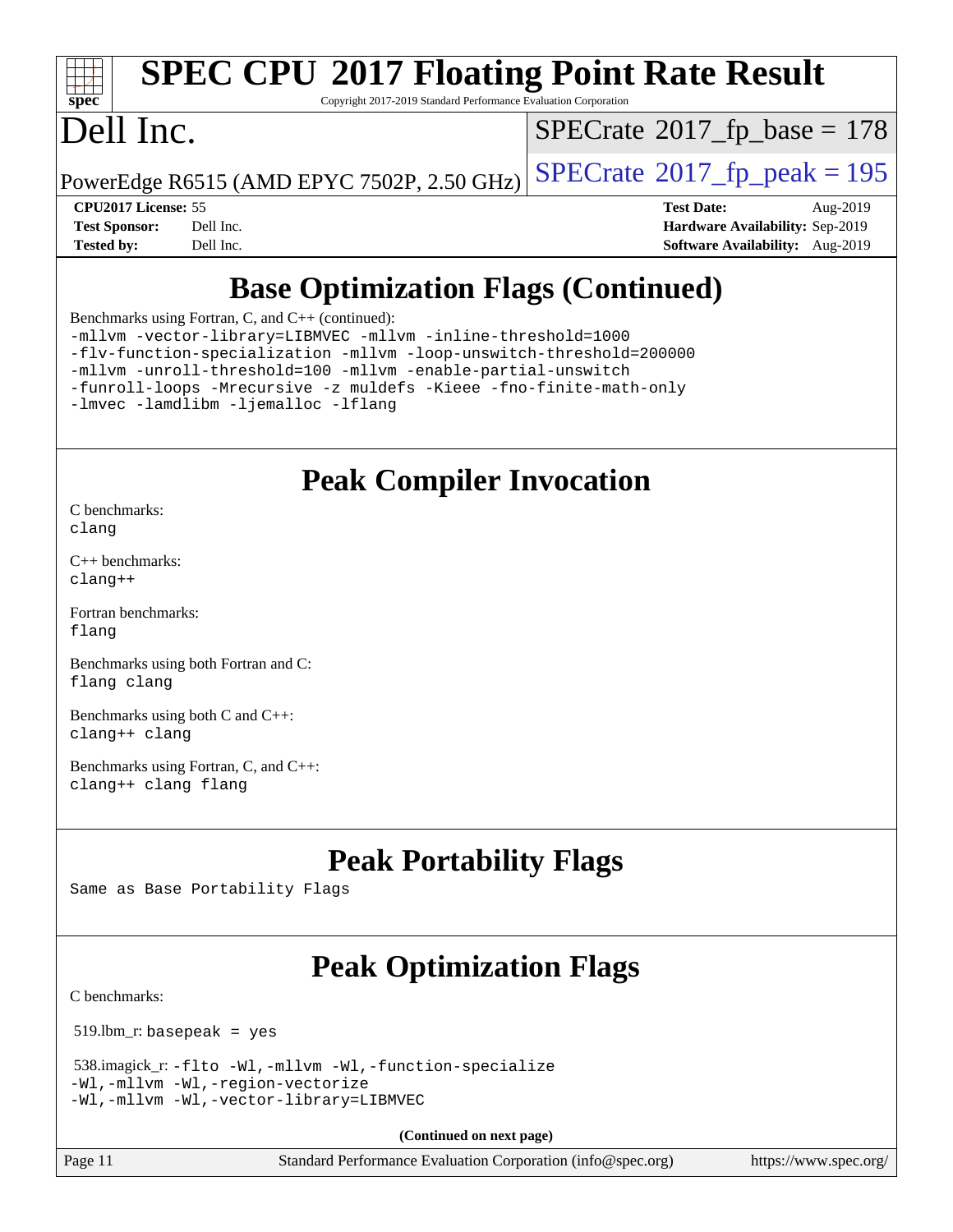# Base Optimization Flags (Continued)

Benchmarks using Fortran, C, and C++ (continued):

```
-mllvm -vector-library=LIBMVEC -mllvm -inline-threshold=1000
-flv-function-specialization -mllvm -loop-unswitch-threshold=200000
-mllvm -unroll-threshold=100 -mllvm -enable-partial-unswitch
-funroll-loops -Mrecursive -z muldefs -Kieee -fno-finite-math-only
-lmvec -lamdlibm -ljemalloc -lflang
```

# Peak Compiler Invocation

C benchmarks:
`clang`

C++ benchmarks:
`clang++`

Fortran benchmarks:
`flang`

Benchmarks using both Fortran and C:
`flang clang`

Benchmarks using both C and C++:
`clang++ clang`

Benchmarks using Fortran, C, and C++:
`clang++ clang flang`

# Peak Portability Flags

Same as Base Portability Flags

# Peak Optimization Flags

C benchmarks:

519.lbm_r: `basepeak = yes`

538.imagick_r: 
```
-flto -Wl,-mllvm -Wl,-function-specialize
-Wl,-mllvm -Wl,-region-vectorize
-Wl,-mllvm -Wl,-vector-library=LIBMVEC
```

**(Continued on next page)**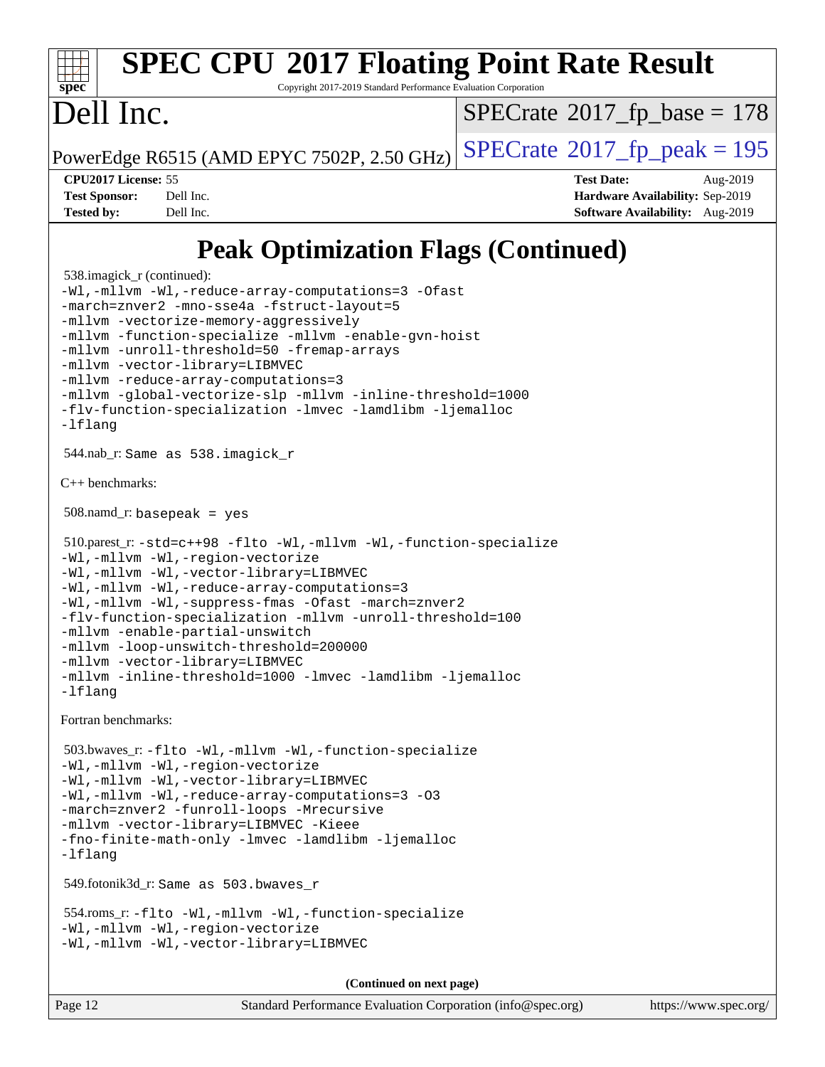# Peak Optimization Flags (Continued)

538.imagick_r (continued):

```
-Wl,-mllvm -Wl,-reduce-array-computations=3 -Ofast
-march=znver2 -mno-sse4a -fstruct-layout=5
-mllvm -vectorize-memory-aggressively
-mllvm -function-specialize -mllvm -enable-gvn-hoist
-mllvm -unroll-threshold=50 -fremap-arrays
-mllvm -vector-library=LIBMVEC
-mllvm -reduce-array-computations=3
-mllvm -global-vectorize-slp -mllvm -inline-threshold=1000
-flv-function-specialization -lmvec -lamdlibm -ljemalloc
-lflang
```

544.nab_r: Same as 538.imagick_r

C++ benchmarks:

508.namd_r: basepeak = yes

510.parest_r:

```
-std=c++98 -flto -Wl,-mllvm -Wl,-function-specialize
-Wl,-mllvm -Wl,-region-vectorize
-Wl,-mllvm -Wl,-vector-library=LIBMVEC
-Wl,-mllvm -Wl,-reduce-array-computations=3
-Wl,-mllvm -Wl,-suppress-fmas -Ofast -march=znver2
-flv-function-specialization -mllvm -unroll-threshold=100
-mllvm -enable-partial-unswitch
-mllvm -loop-unswitch-threshold=200000
-mllvm -vector-library=LIBMVEC
-mllvm -inline-threshold=1000 -lmvec -lamdlibm -ljemalloc
-lflang
```

Fortran benchmarks:

503.bwaves_r:

```
-flto -Wl,-mllvm -Wl,-function-specialize
-Wl,-mllvm -Wl,-region-vectorize
-Wl,-mllvm -Wl,-vector-library=LIBMVEC
-Wl,-mllvm -Wl,-reduce-array-computations=3 -O3
-march=znver2 -funroll-loops -Mrecursive
-mllvm -vector-library=LIBMVEC -Kieee
-fno-finite-math-only -lmvec -lamdlibm -ljemalloc
-lflang
```

549.fotonik3d_r: Same as 503.bwaves_r

554.roms_r:

```
-flto -Wl,-mllvm -Wl,-function-specialize
-Wl,-mllvm -Wl,-region-vectorize
-Wl,-mllvm -Wl,-vector-library=LIBMVEC
```

(Continued on next page)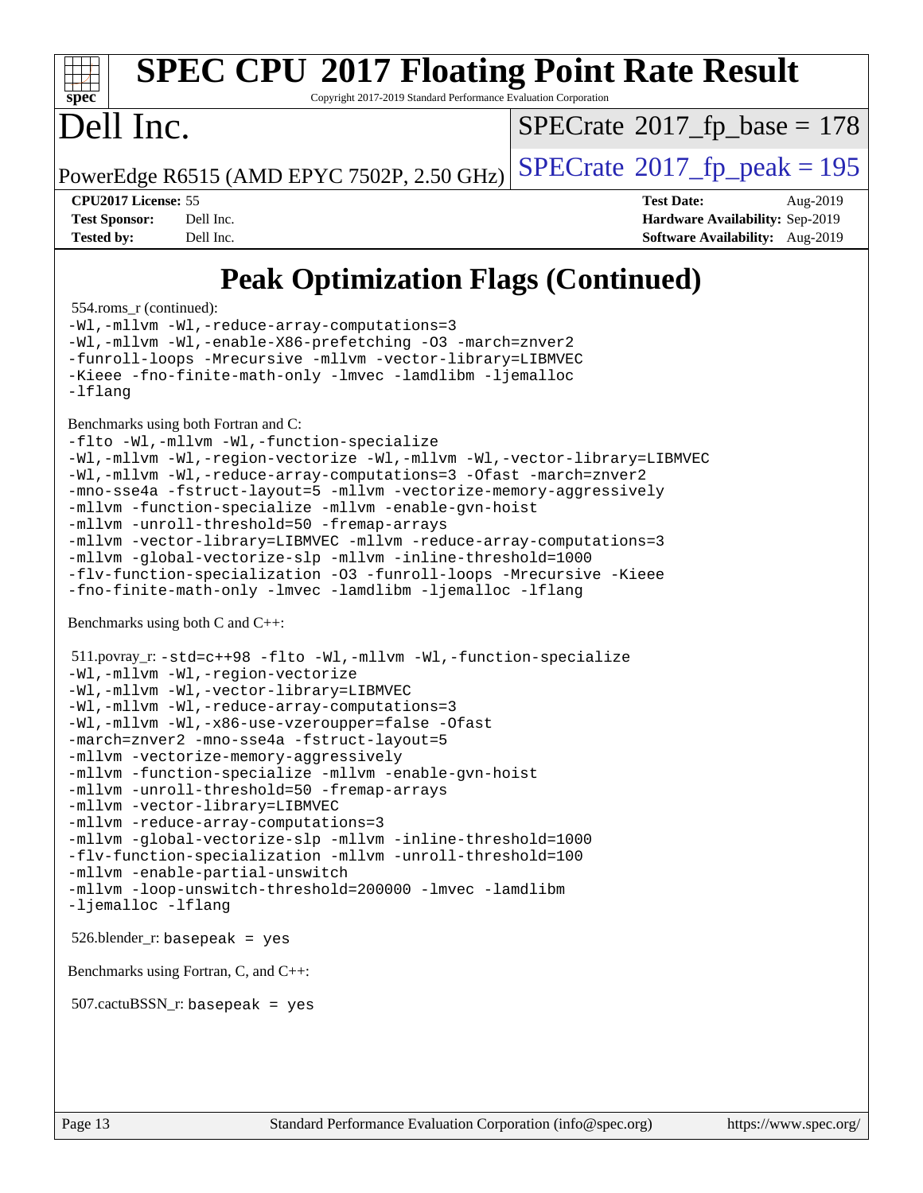# Peak Optimization Flags (Continued)

554.roms_r (continued):

```
-Wl,-mllvm -Wl,-reduce-array-computations=3
-Wl,-mllvm -Wl,-enable-X86-prefetching -O3 -march=znver2
-funroll-loops -Mrecursive -mllvm -vector-library=LIBMVEC
-Kieee -fno-finite-math-only -lmvec -lamdlibm -ljemalloc
-lflang
```

Benchmarks using both Fortran and C:

```
-flto -Wl,-mllvm -Wl,-function-specialize
-Wl,-mllvm -Wl,-region-vectorize -Wl,-mllvm -Wl,-vector-library=LIBMVEC
-Wl,-mllvm -Wl,-reduce-array-computations=3 -Ofast -march=znver2
-mno-sse4a -fstruct-layout=5 -mllvm -vectorize-memory-aggressively
-mllvm -function-specialize -mllvm -enable-gvn-hoist
-mllvm -unroll-threshold=50 -fremap-arrays
-mllvm -vector-library=LIBMVEC -mllvm -reduce-array-computations=3
-mllvm -global-vectorize-slp -mllvm -inline-threshold=1000
-flv-function-specialization -O3 -funroll-loops -Mrecursive -Kieee
-fno-finite-math-only -lmvec -lamdlibm -ljemalloc -lflang
```

Benchmarks using both C and C++:

511.povray_r:
```
-std=c++98 -flto -Wl,-mllvm -Wl,-function-specialize
-Wl,-mllvm -Wl,-region-vectorize
-Wl,-mllvm -Wl,-vector-library=LIBMVEC
-Wl,-mllvm -Wl,-reduce-array-computations=3
-Wl,-mllvm -Wl,-x86-use-vzeroupper=false -Ofast
-march=znver2 -mno-sse4a -fstruct-layout=5
-mllvm -vectorize-memory-aggressively
-mllvm -function-specialize -mllvm -enable-gvn-hoist
-mllvm -unroll-threshold=50 -fremap-arrays
-mllvm -vector-library=LIBMVEC
-mllvm -reduce-array-computations=3
-mllvm -global-vectorize-slp -mllvm -inline-threshold=1000
-flv-function-specialization -mllvm -unroll-threshold=100
-mllvm -enable-partial-unswitch
-mllvm -loop-unswitch-threshold=200000 -lmvec -lamdlibm
-ljemalloc -lflang
```

526.blender_r: `basepeak = yes`

Benchmarks using Fortran, C, and C++:

507.cactuBSSN_r: `basepeak = yes`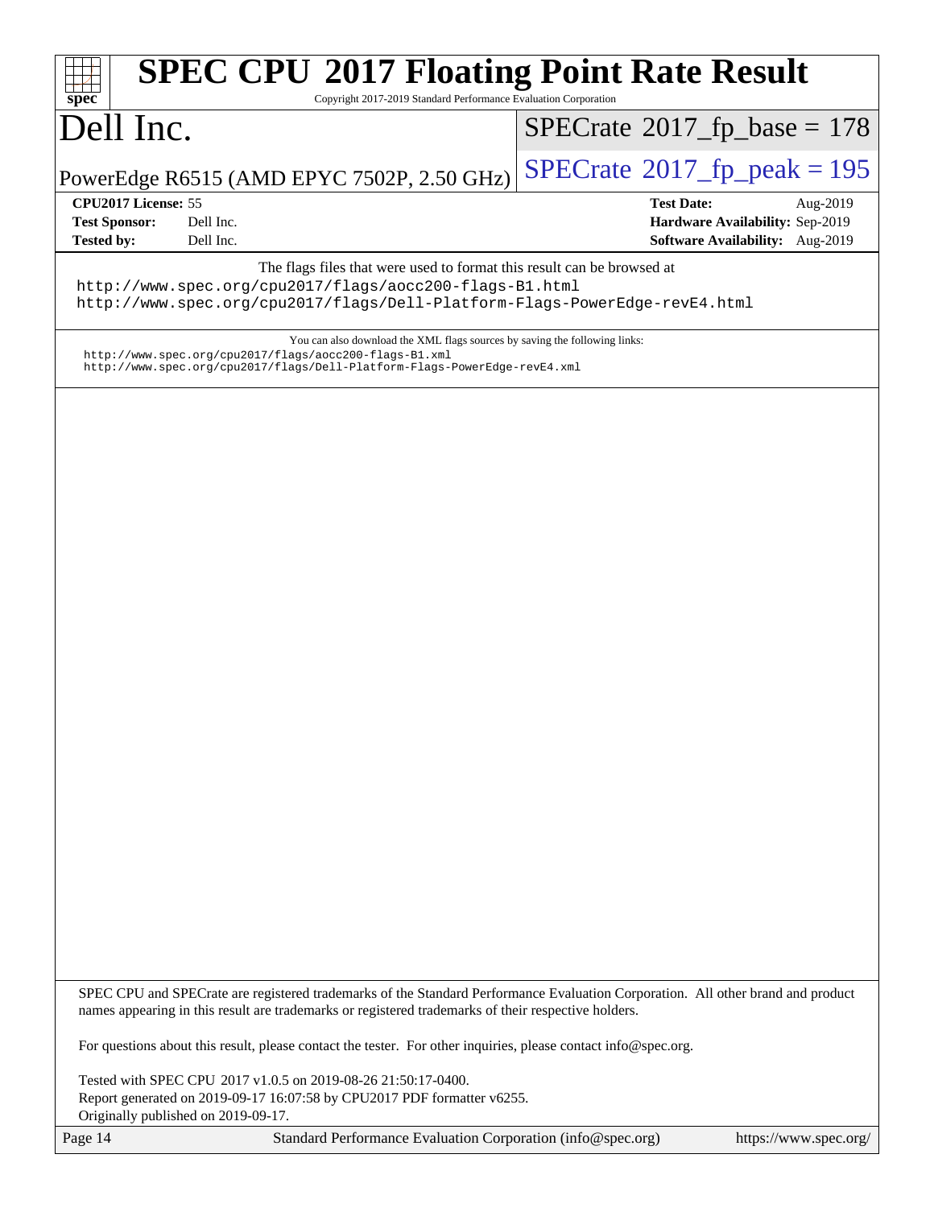The flags files that were used to format this result can be browsed at

http://www.spec.org/cpu2017/flags/aocc200-flags-B1.html

http://www.spec.org/cpu2017/flags/Dell-Platform-Flags-PowerEdge-revE4.html

You can also download the XML flags sources by saving the following links:

http://www.spec.org/cpu2017/flags/aocc200-flags-B1.xml

http://www.spec.org/cpu2017/flags/Dell-Platform-Flags-PowerEdge-revE4.xml

SPEC CPU and SPECrate are registered trademarks of the Standard Performance Evaluation Corporation. All other brand and product names appearing in this result are trademarks or registered trademarks of their respective holders.

For questions about this result, please contact the tester. For other inquiries, please contact info@spec.org.

Tested with SPEC CPU 2017 v1.0.5 on 2019-08-26 21:50:17-0400.
Report generated on 2019-09-17 16:07:58 by CPU2017 PDF formatter v6255.
Originally published on 2019-09-17.